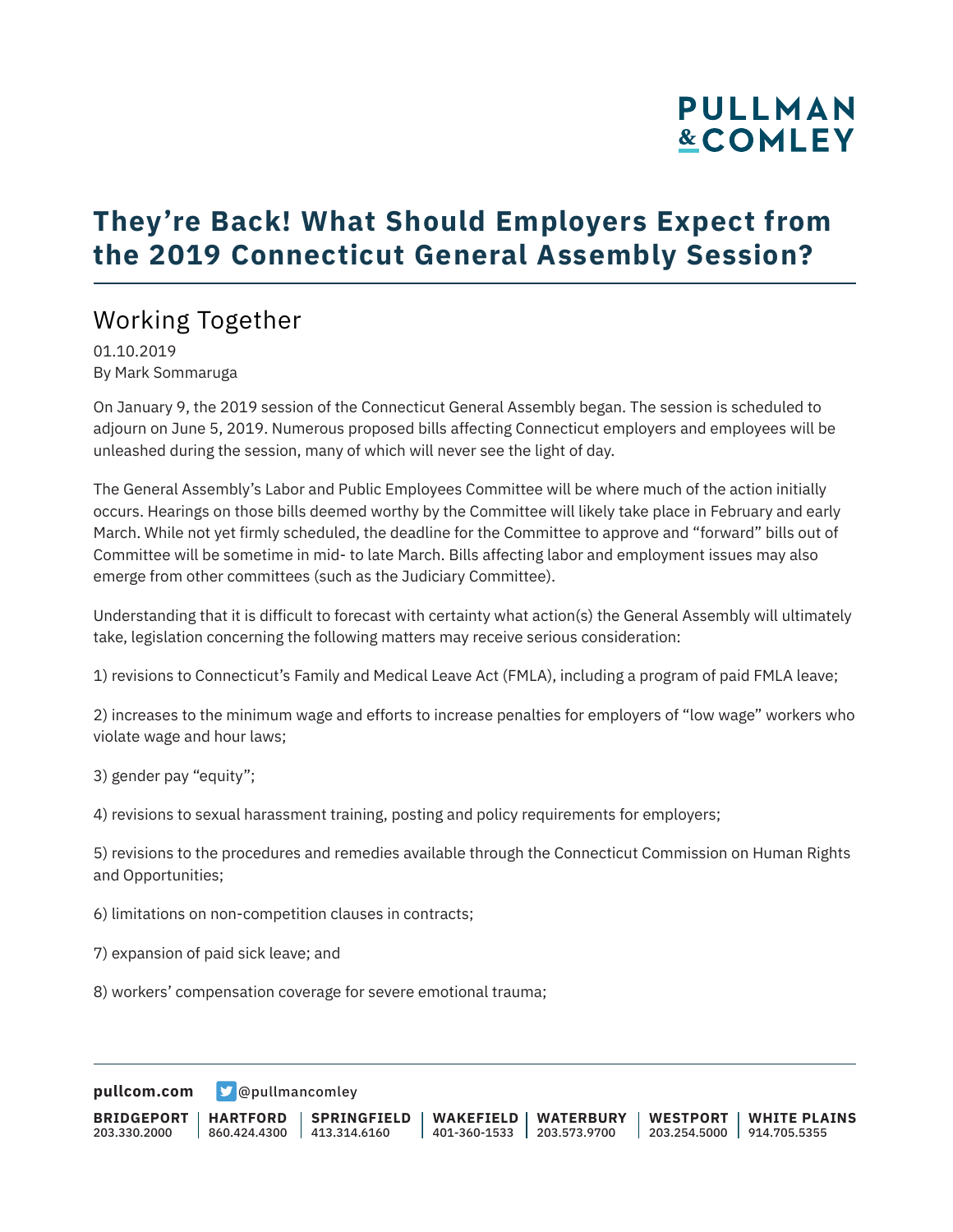# They're Back! What Should Employers Expect from the 2019 Connecticut General Assembly Session?

## Working Together

01.10.2019
By Mark Sommaruga

On January 9, the 2019 session of the Connecticut General Assembly began. The session is scheduled to adjourn on June 5, 2019. Numerous proposed bills affecting Connecticut employers and employees will be unleashed during the session, many of which will never see the light of day.

The General Assembly's Labor and Public Employees Committee will be where much of the action initially occurs. Hearings on those bills deemed worthy by the Committee will likely take place in February and early March. While not yet firmly scheduled, the deadline for the Committee to approve and "forward" bills out of Committee will be sometime in mid- to late March. Bills affecting labor and employment issues may also emerge from other committees (such as the Judiciary Committee).

Understanding that it is difficult to forecast with certainty what action(s) the General Assembly will ultimately take, legislation concerning the following matters may receive serious consideration:

1) revisions to Connecticut's Family and Medical Leave Act (FMLA), including a program of paid FMLA leave;

2) increases to the minimum wage and efforts to increase penalties for employers of "low wage" workers who violate wage and hour laws;

3) gender pay "equity";

4) revisions to sexual harassment training, posting and policy requirements for employers;

5) revisions to the procedures and remedies available through the Connecticut Commission on Human Rights and Opportunities;

6) limitations on non-competition clauses in contracts;

7) expansion of paid sick leave; and

8) workers' compensation coverage for severe emotional trauma;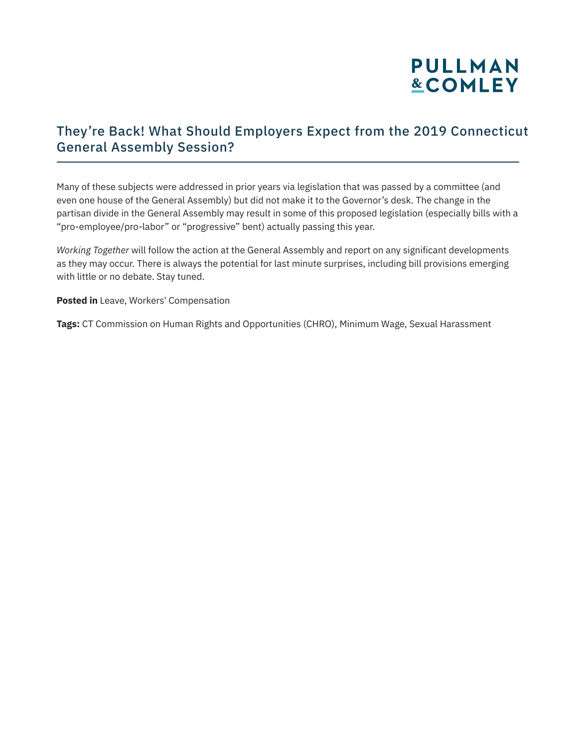# They're Back! What Should Employers Expect from the 2019 Connecticut General Assembly Session?

Many of these subjects were addressed in prior years via legislation that was passed by a committee (and even one house of the General Assembly) but did not make it to the Governor's desk. The change in the partisan divide in the General Assembly may result in some of this proposed legislation (especially bills with a "pro-employee/pro-labor" or "progressive" bent) actually passing this year.

*Working Together* will follow the action at the General Assembly and report on any significant developments as they may occur. There is always the potential for last minute surprises, including bill provisions emerging with little or no debate. Stay tuned.

**Posted in** Leave, Workers' Compensation

**Tags:** CT Commission on Human Rights and Opportunities (CHRO), Minimum Wage, Sexual Harassment